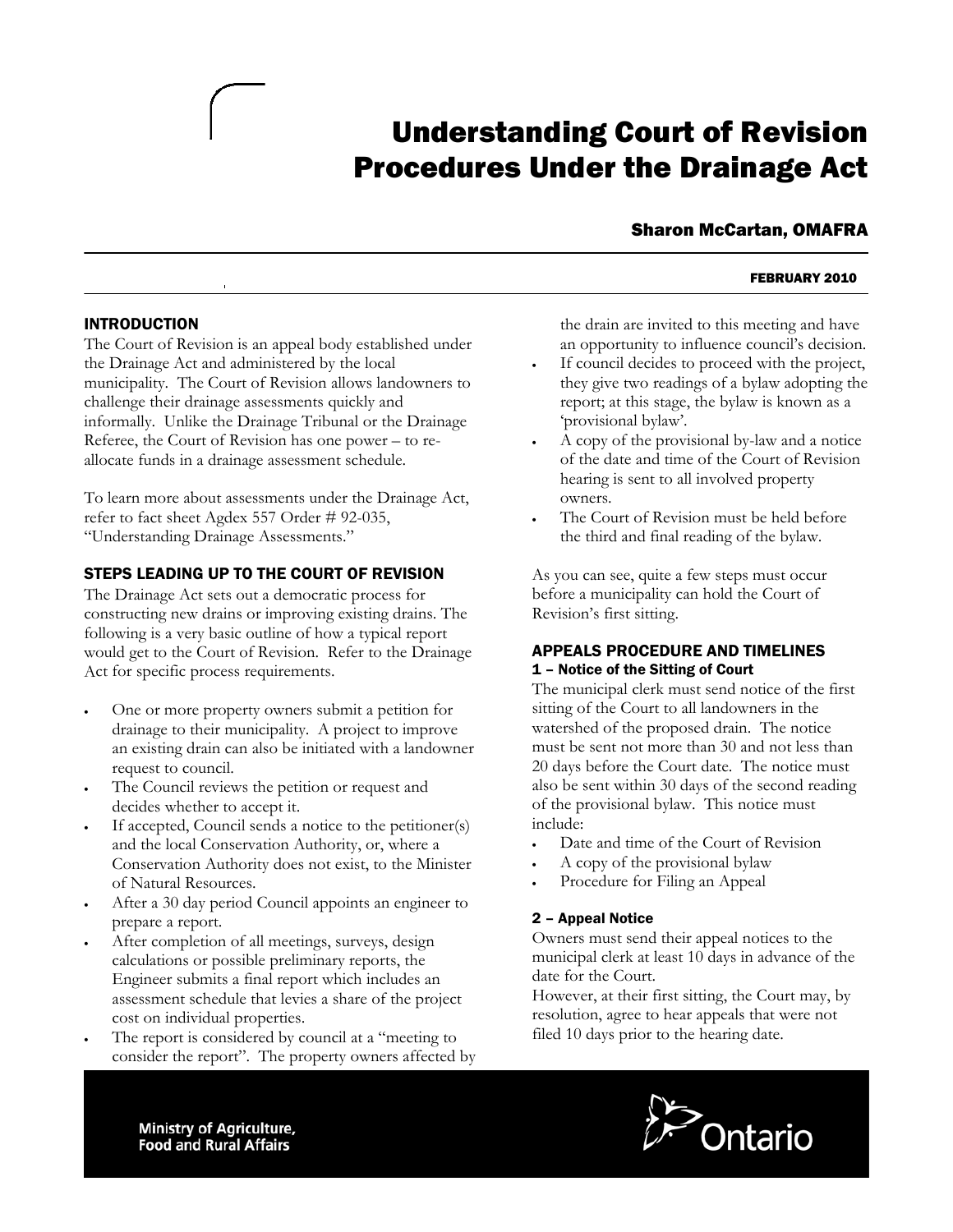# Understanding Court of Revision Procedures Under the Drainage Act

**Sharon McCartan, OMAFRA**

**FEBRUARY 2010**

## INTRODUCTION

The Court of Revision is an appeal body established under the Drainage Act and administered by the local municipality. The Court of Revision allows landowners to challenge their drainage assessments quickly and informally. Unlike the Drainage Tribunal or the Drainage Referee, the Court of Revision has one power – to re-allocate funds in a drainage assessment schedule.

To learn more about assessments under the Drainage Act, refer to fact sheet Agdex 557 Order # 92-035, "Understanding Drainage Assessments."

## STEPS LEADING UP TO THE COURT OF REVISION

The Drainage Act sets out a democratic process for constructing new drains or improving existing drains. The following is a very basic outline of how a typical report would get to the Court of Revision. Refer to the Drainage Act for specific process requirements.

- One or more property owners submit a petition for drainage to their municipality. A project to improve an existing drain can also be initiated with a landowner request to council.
- The Council reviews the petition or request and decides whether to accept it.
- If accepted, Council sends a notice to the petitioner(s) and the local Conservation Authority, or, where a Conservation Authority does not exist, to the Minister of Natural Resources.
- After a 30 day period Council appoints an engineer to prepare a report.
- After completion of all meetings, surveys, design calculations or possible preliminary reports, the Engineer submits a final report which includes an assessment schedule that levies a share of the project cost on individual properties.
- The report is considered by council at a "meeting to consider the report". The property owners affected by the drain are invited to this meeting and have an opportunity to influence council's decision.
- If council decides to proceed with the project, they give two readings of a bylaw adopting the report; at this stage, the bylaw is known as a 'provisional bylaw'.
- A copy of the provisional by-law and a notice of the date and time of the Court of Revision hearing is sent to all involved property owners.
- The Court of Revision must be held before the third and final reading of the bylaw.

As you can see, quite a few steps must occur before a municipality can hold the Court of Revision's first sitting.

## APPEALS PROCEDURE AND TIMELINES

### 1 – Notice of the Sitting of Court

The municipal clerk must send notice of the first sitting of the Court to all landowners in the watershed of the proposed drain. The notice must be sent not more than 30 and not less than 20 days before the Court date. The notice must also be sent within 30 days of the second reading of the provisional bylaw. This notice must include:

- Date and time of the Court of Revision
- A copy of the provisional bylaw
- Procedure for Filing an Appeal

### 2 – Appeal Notice

Owners must send their appeal notices to the municipal clerk at least 10 days in advance of the date for the Court.

However, at their first sitting, the Court may, by resolution, agree to hear appeals that were not filed 10 days prior to the hearing date.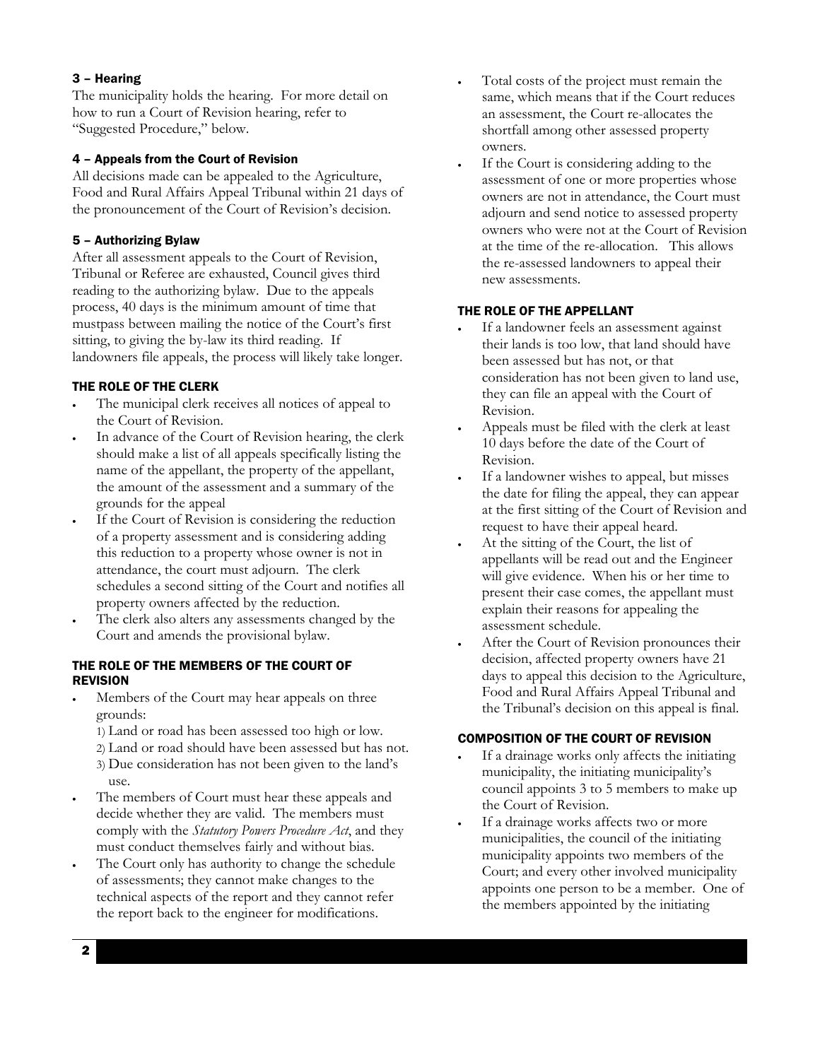### 3 – Hearing

The municipality holds the hearing. For more detail on how to run a Court of Revision hearing, refer to "Suggested Procedure," below.

### 4 – Appeals from the Court of Revision

All decisions made can be appealed to the Agriculture, Food and Rural Affairs Appeal Tribunal within 21 days of the pronouncement of the Court of Revision's decision.

### 5 – Authorizing Bylaw

After all assessment appeals to the Court of Revision, Tribunal or Referee are exhausted, Council gives third reading to the authorizing bylaw. Due to the appeals process, 40 days is the minimum amount of time that mustpass between mailing the notice of the Court's first sitting, to giving the by-law its third reading. If landowners file appeals, the process will likely take longer.

## THE ROLE OF THE CLERK

- The municipal clerk receives all notices of appeal to the Court of Revision.
- In advance of the Court of Revision hearing, the clerk should make a list of all appeals specifically listing the name of the appellant, the property of the appellant, the amount of the assessment and a summary of the grounds for the appeal
- If the Court of Revision is considering the reduction of a property assessment and is considering adding this reduction to a property whose owner is not in attendance, the court must adjourn. The clerk schedules a second sitting of the Court and notifies all property owners affected by the reduction.
- The clerk also alters any assessments changed by the Court and amends the provisional bylaw.

## THE ROLE OF THE MEMBERS OF THE COURT OF REVISION

- Members of the Court may hear appeals on three grounds:
  1) Land or road has been assessed too high or low.
  2) Land or road should have been assessed but has not.
  3) Due consideration has not been given to the land's use.
- The members of Court must hear these appeals and decide whether they are valid. The members must comply with the *Statutory Powers Procedure Act*, and they must conduct themselves fairly and without bias.
- The Court only has authority to change the schedule of assessments; they cannot make changes to the technical aspects of the report and they cannot refer the report back to the engineer for modifications.
- Total costs of the project must remain the same, which means that if the Court reduces an assessment, the Court re-allocates the shortfall among other assessed property owners.
- If the Court is considering adding to the assessment of one or more properties whose owners are not in attendance, the Court must adjourn and send notice to assessed property owners who were not at the Court of Revision at the time of the re-allocation. This allows the re-assessed landowners to appeal their new assessments.

## THE ROLE OF THE APPELLANT

- If a landowner feels an assessment against their lands is too low, that land should have been assessed but has not, or that consideration has not been given to land use, they can file an appeal with the Court of Revision.
- Appeals must be filed with the clerk at least 10 days before the date of the Court of Revision.
- If a landowner wishes to appeal, but misses the date for filing the appeal, they can appear at the first sitting of the Court of Revision and request to have their appeal heard.
- At the sitting of the Court, the list of appellants will be read out and the Engineer will give evidence. When his or her time to present their case comes, the appellant must explain their reasons for appealing the assessment schedule.
- After the Court of Revision pronounces their decision, affected property owners have 21 days to appeal this decision to the Agriculture, Food and Rural Affairs Appeal Tribunal and the Tribunal's decision on this appeal is final.

## COMPOSITION OF THE COURT OF REVISION

- If a drainage works only affects the initiating municipality, the initiating municipality's council appoints 3 to 5 members to make up the Court of Revision.
- If a drainage works affects two or more municipalities, the council of the initiating municipality appoints two members of the Court; and every other involved municipality appoints one person to be a member. One of the members appointed by the initiating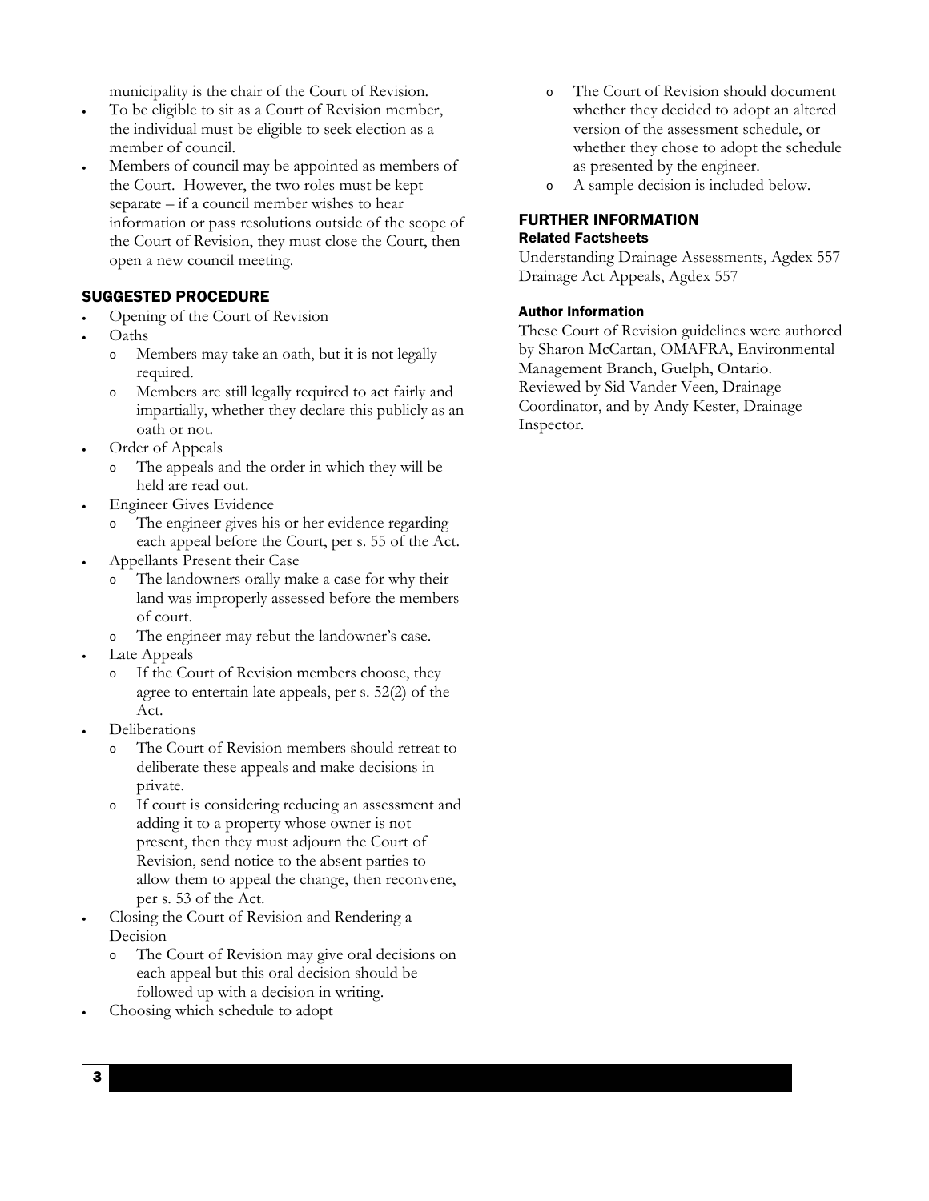municipality is the chair of the Court of Revision.

- To be eligible to sit as a Court of Revision member, the individual must be eligible to seek election as a member of council.
- Members of council may be appointed as members of the Court. However, the two roles must be kept separate – if a council member wishes to hear information or pass resolutions outside of the scope of the Court of Revision, they must close the Court, then open a new council meeting.

## SUGGESTED PROCEDURE

- Opening of the Court of Revision
- Oaths
  - Members may take an oath, but it is not legally required.
  - Members are still legally required to act fairly and impartially, whether they declare this publicly as an oath or not.
- Order of Appeals
  - The appeals and the order in which they will be held are read out.
- Engineer Gives Evidence
  - The engineer gives his or her evidence regarding each appeal before the Court, per s. 55 of the Act.
- Appellants Present their Case
  - The landowners orally make a case for why their land was improperly assessed before the members of court.
  - The engineer may rebut the landowner's case.
- Late Appeals
  - If the Court of Revision members choose, they agree to entertain late appeals, per s. 52(2) of the Act.
- Deliberations
  - The Court of Revision members should retreat to deliberate these appeals and make decisions in private.
  - If court is considering reducing an assessment and adding it to a property whose owner is not present, then they must adjourn the Court of Revision, send notice to the absent parties to allow them to appeal the change, then reconvene, per s. 53 of the Act.
- Closing the Court of Revision and Rendering a Decision
  - The Court of Revision may give oral decisions on each appeal but this oral decision should be followed up with a decision in writing.
- Choosing which schedule to adopt
  - The Court of Revision should document whether they decided to adopt an altered version of the assessment schedule, or whether they chose to adopt the schedule as presented by the engineer.
  - A sample decision is included below.

## FURTHER INFORMATION

### Related Factsheets

Understanding Drainage Assessments, Agdex 557
Drainage Act Appeals, Agdex 557

### Author Information

These Court of Revision guidelines were authored by Sharon McCartan, OMAFRA, Environmental Management Branch, Guelph, Ontario. Reviewed by Sid Vander Veen, Drainage Coordinator, and by Andy Kester, Drainage Inspector.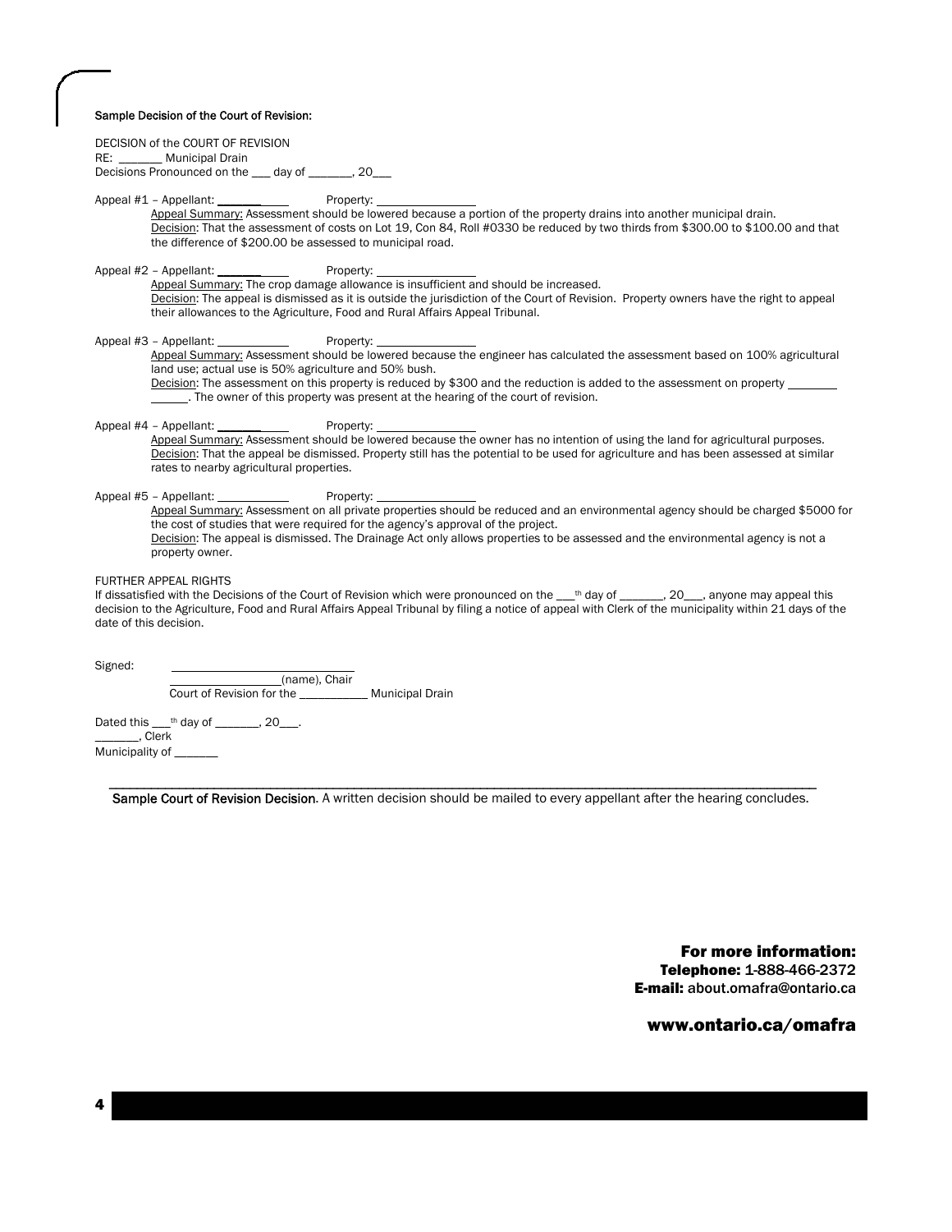**Sample Decision of the Court of Revision:**

DECISION of the COURT OF REVISION
RE: _______ Municipal Drain
Decisions Pronounced on the ___ day of _______, 20___

Appeal #1 – Appellant: ___________ Property: _______________

<u>Appeal Summary:</u> Assessment should be lowered because a portion of the property drains into another municipal drain.
<u>Decision</u>: That the assessment of costs on Lot 19, Con 84, Roll #0330 be reduced by two thirds from $300.00 to $100.00 and that the difference of $200.00 be assessed to municipal road.

Appeal #2 – Appellant: ___________ Property: _______________

<u>Appeal Summary:</u> The crop damage allowance is insufficient and should be increased.
<u>Decision</u>: The appeal is dismissed as it is outside the jurisdiction of the Court of Revision. Property owners have the right to appeal their allowances to the Agriculture, Food and Rural Affairs Appeal Tribunal.

Appeal #3 – Appellant: ___________ Property: _______________

<u>Appeal Summary:</u> Assessment should be lowered because the engineer has calculated the assessment based on 100% agricultural land use; actual use is 50% agriculture and 50% bush.
<u>Decision</u>: The assessment on this property is reduced by $300 and the reduction is added to the assessment on property _______________. The owner of this property was present at the hearing of the court of revision.

Appeal #4 – Appellant: ___________ Property: _______________

<u>Appeal Summary:</u> Assessment should be lowered because the owner has no intention of using the land for agricultural purposes.
<u>Decision</u>: That the appeal be dismissed. Property still has the potential to be used for agriculture and has been assessed at similar rates to nearby agricultural properties.

Appeal #5 – Appellant: ___________ Property: _______________

<u>Appeal Summary:</u> Assessment on all private properties should be reduced and an environmental agency should be charged $5000 for the cost of studies that were required for the agency's approval of the project.
<u>Decision</u>: The appeal is dismissed. The Drainage Act only allows properties to be assessed and the environmental agency is not a property owner.

FURTHER APPEAL RIGHTS
If dissatisfied with the Decisions of the Court of Revision which were pronounced on the ___th day of _______, 20___, anyone may appeal this decision to the Agriculture, Food and Rural Affairs Appeal Tribunal by filing a notice of appeal with Clerk of the municipality within 21 days of the date of this decision.

Signed: ______________________________
_________________(name), Chair
Court of Revision for the ___________ Municipal Drain

Dated this ___th day of _______, 20___.
_______, Clerk
Municipality of _______

**Sample Court of Revision Decision**. A written decision should be mailed to every appellant after the hearing concludes.

**For more information:**
**Telephone:** 1-888-466-2372
**E-mail:** about.omafra@ontario.ca

**www.ontario.ca/omafra**